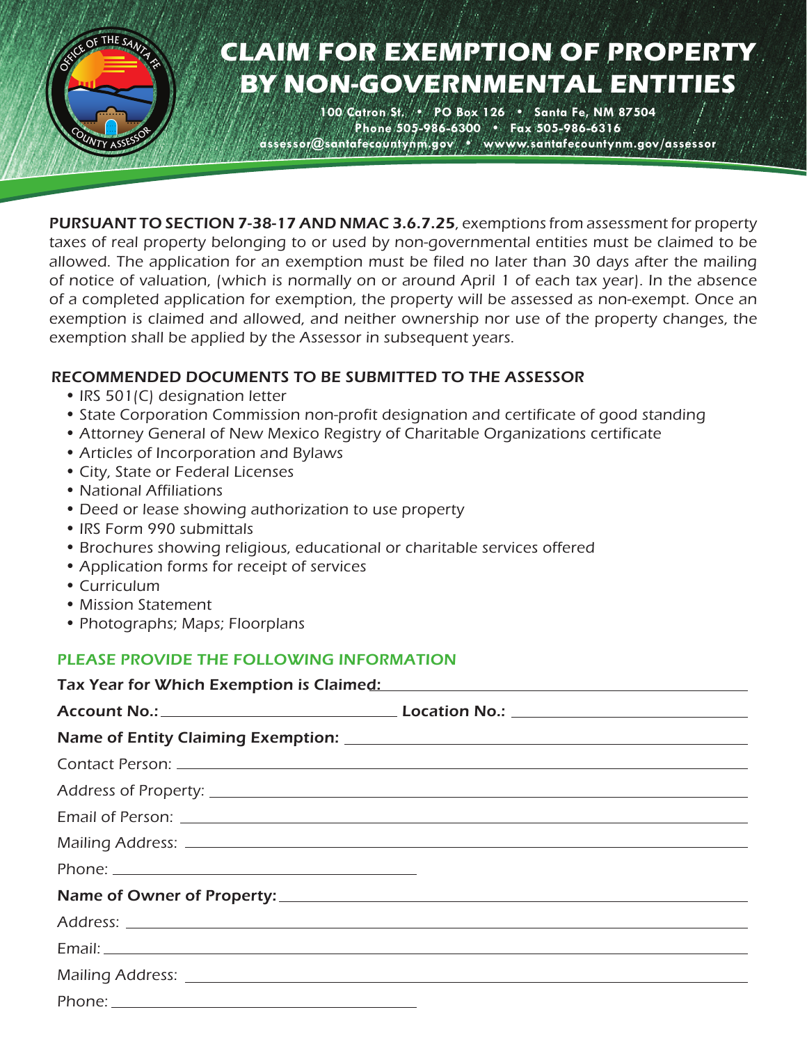# CLAIM FOR EXEMPTION OF PROPERTY BY NON-GOVERNMENTAL ENTITIES

100 Catron St. • PO Box 126 • Santa Fe, NM 87504
Phone 505-986-6300 • Fax 505-986-6316
assessor@santafecountynm.gov • wwww.santafecountynm.gov/assessor

**PURSUANT TO SECTION 7-38-17 AND NMAC 3.6.7.25**, *exemptions from assessment for property taxes of real property belonging to or used by non-governmental entities must be claimed to be allowed. The application for an exemption must be filed no later than 30 days after the mailing of notice of valuation, (which is normally on or around April 1 of each tax year). In the absence of a completed application for exemption, the property will be assessed as non-exempt. Once an exemption is claimed and allowed, and neither ownership nor use of the property changes, the exemption shall be applied by the Assessor in subsequent years.*

## RECOMMENDED DOCUMENTS TO BE SUBMITTED TO THE ASSESSOR

- IRS 501(C) designation letter
- State Corporation Commission non-profit designation and certificate of good standing
- Attorney General of New Mexico Registry of Charitable Organizations certificate
- Articles of Incorporation and Bylaws
- City, State or Federal Licenses
- National Affiliations
- Deed or lease showing authorization to use property
- IRS Form 990 submittals
- Brochures showing religious, educational or charitable services offered
- Application forms for receipt of services
- Curriculum
- Mission Statement
- Photographs; Maps; Floorplans

## PLEASE PROVIDE THE FOLLOWING INFORMATION

**Tax Year for Which Exemption is Claimed:** ____________________

**Account No.:** ____________________ **Location No.:** ____________________

**Name of Entity Claiming Exemption:** ____________________

Contact Person: ____________________

Address of Property: ____________________

Email of Person: ____________________

Mailing Address: ____________________

Phone: ____________________

**Name of Owner of Property:** ____________________

Address: ____________________

Email: ____________________

Mailing Address: ____________________

Phone: ____________________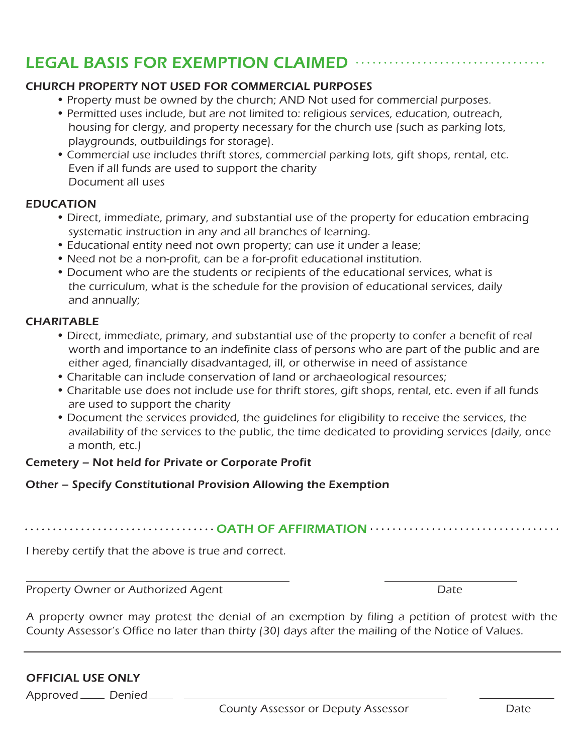## LEGAL BASIS FOR EXEMPTION CLAIMED

### CHURCH PROPERTY NOT USED FOR COMMERCIAL PURPOSES

- Property must be owned by the church; AND Not used for commercial purposes.
- Permitted uses include, but are not limited to: religious services, education, outreach, housing for clergy, and property necessary for the church use (such as parking lots, playgrounds, outbuildings for storage).
- Commercial use includes thrift stores, commercial parking lots, gift shops, rental, etc. Even if all funds are used to support the charity
  Document all uses

### EDUCATION

- Direct, immediate, primary, and substantial use of the property for education embracing systematic instruction in any and all branches of learning.
- Educational entity need not own property; can use it under a lease;
- Need not be a non-profit, can be a for-profit educational institution.
- Document who are the students or recipients of the educational services, what is the curriculum, what is the schedule for the provision of educational services, daily and annually;

### CHARITABLE

- Direct, immediate, primary, and substantial use of the property to confer a benefit of real worth and importance to an indefinite class of persons who are part of the public and are either aged, financially disadvantaged, ill, or otherwise in need of assistance
- Charitable can include conservation of land or archaeological resources;
- Charitable use does not include use for thrift stores, gift shops, rental, etc. even if all funds are used to support the charity
- Document the services provided, the guidelines for eligibility to receive the services, the availability of the services to the public, the time dedicated to providing services (daily, once a month, etc.)

**Cemetery – Not held for Private or Corporate Profit**

**Other – Specify Constitutional Provision Allowing the Exemption**

## OATH OF AFFIRMATION

I hereby certify that the above is true and correct.

Property Owner or Authorized Agent ______________________ Date ____________

A property owner may protest the denial of an exemption by filing a petition of protest with the County Assessor's Office no later than thirty (30) days after the mailing of the Notice of Values.

---

**OFFICIAL USE ONLY**

Approved _____ Denied _____

County Assessor or Deputy Assessor ______________________ Date ____________